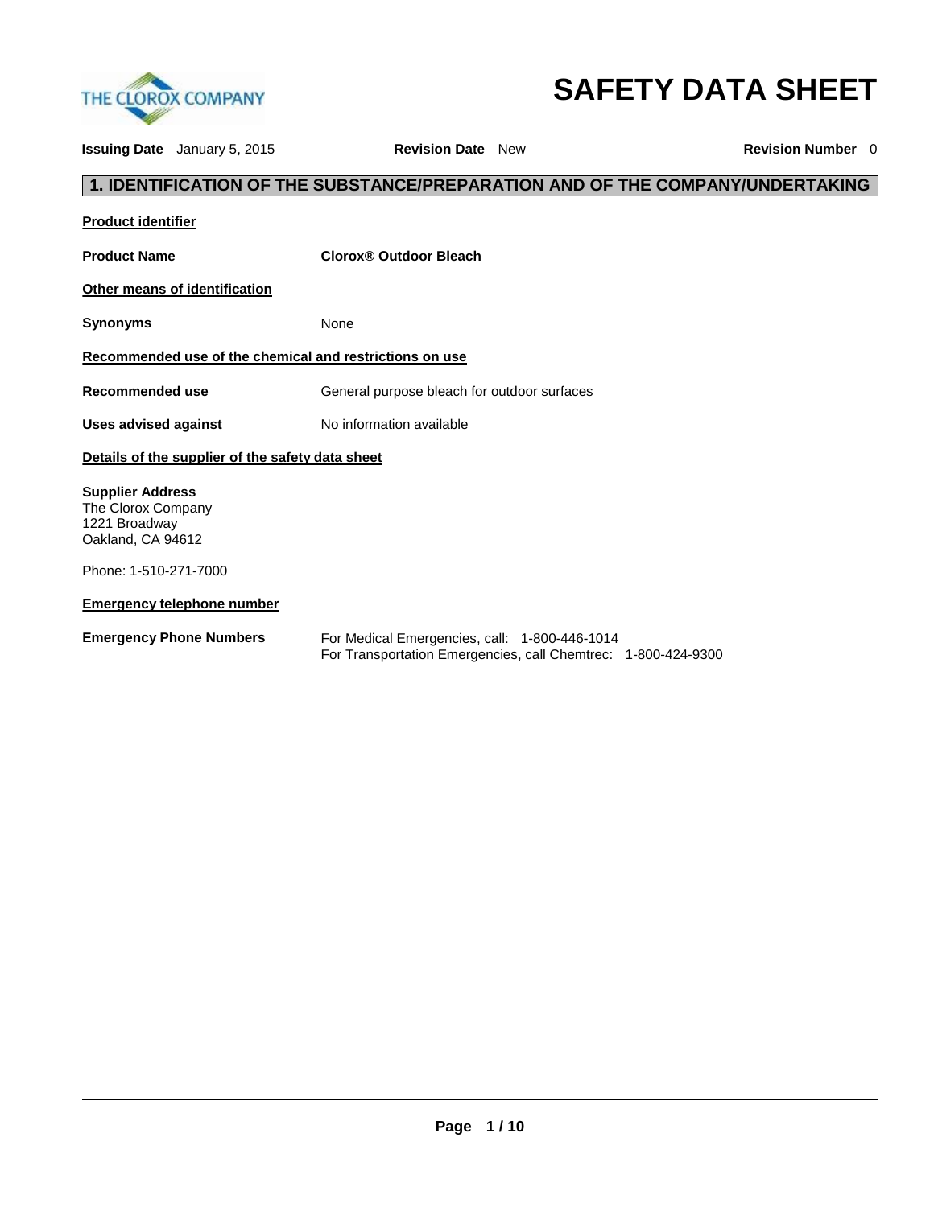# SAFETY DATA SHEET

**Issuing Date** January 5, 2015 **Revision Date** New **Revision Number** 0

## 1. IDENTIFICATION OF THE SUBSTANCE/PREPARATION AND OF THE COMPANY/UNDERTAKING

**Product identifier**

**Product Name** **Clorox® Outdoor Bleach**

**Other means of identification**

**Synonyms** None

**Recommended use of the chemical and restrictions on use**

**Recommended use** General purpose bleach for outdoor surfaces

**Uses advised against** No information available

**Details of the supplier of the safety data sheet**

**Supplier Address**
The Clorox Company
1221 Broadway
Oakland, CA 94612

Phone: 1-510-271-7000

**Emergency telephone number**

**Emergency Phone Numbers** For Medical Emergencies, call: 1-800-446-1014
For Transportation Emergencies, call Chemtrec: 1-800-424-9300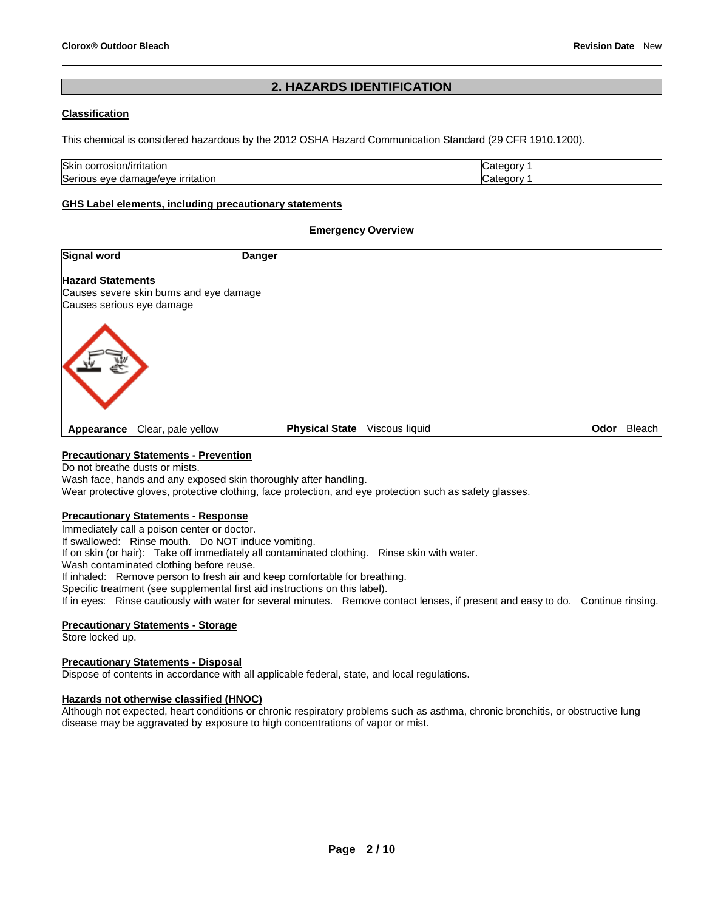## 2. HAZARDS IDENTIFICATION

### Classification

This chemical is considered hazardous by the 2012 OSHA Hazard Communication Standard (29 CFR 1910.1200).

| | |
|---|---|
| Skin corrosion/irritation | Category 1 |
| Serious eye damage/eye irritation | Category 1 |

### GHS Label elements, including precautionary statements

**Emergency Overview**

**Signal word** **Danger**

**Hazard Statements**
Causes severe skin burns and eye damage
Causes serious eye damage

**Appearance** Clear, pale yellow **Physical State** Viscous liquid **Odor** Bleach

### Precautionary Statements - Prevention

Do not breathe dusts or mists.
Wash face, hands and any exposed skin thoroughly after handling.
Wear protective gloves, protective clothing, face protection, and eye protection such as safety glasses.

### Precautionary Statements - Response

Immediately call a poison center or doctor.
If swallowed: Rinse mouth. Do NOT induce vomiting.
If on skin (or hair): Take off immediately all contaminated clothing. Rinse skin with water.
Wash contaminated clothing before reuse.
If inhaled: Remove person to fresh air and keep comfortable for breathing.
Specific treatment (see supplemental first aid instructions on this label).
If in eyes: Rinse cautiously with water for several minutes. Remove contact lenses, if present and easy to do. Continue rinsing.

### Precautionary Statements - Storage

Store locked up.

### Precautionary Statements - Disposal

Dispose of contents in accordance with all applicable federal, state, and local regulations.

### Hazards not otherwise classified (HNOC)

Although not expected, heart conditions or chronic respiratory problems such as asthma, chronic bronchitis, or obstructive lung disease may be aggravated by exposure to high concentrations of vapor or mist.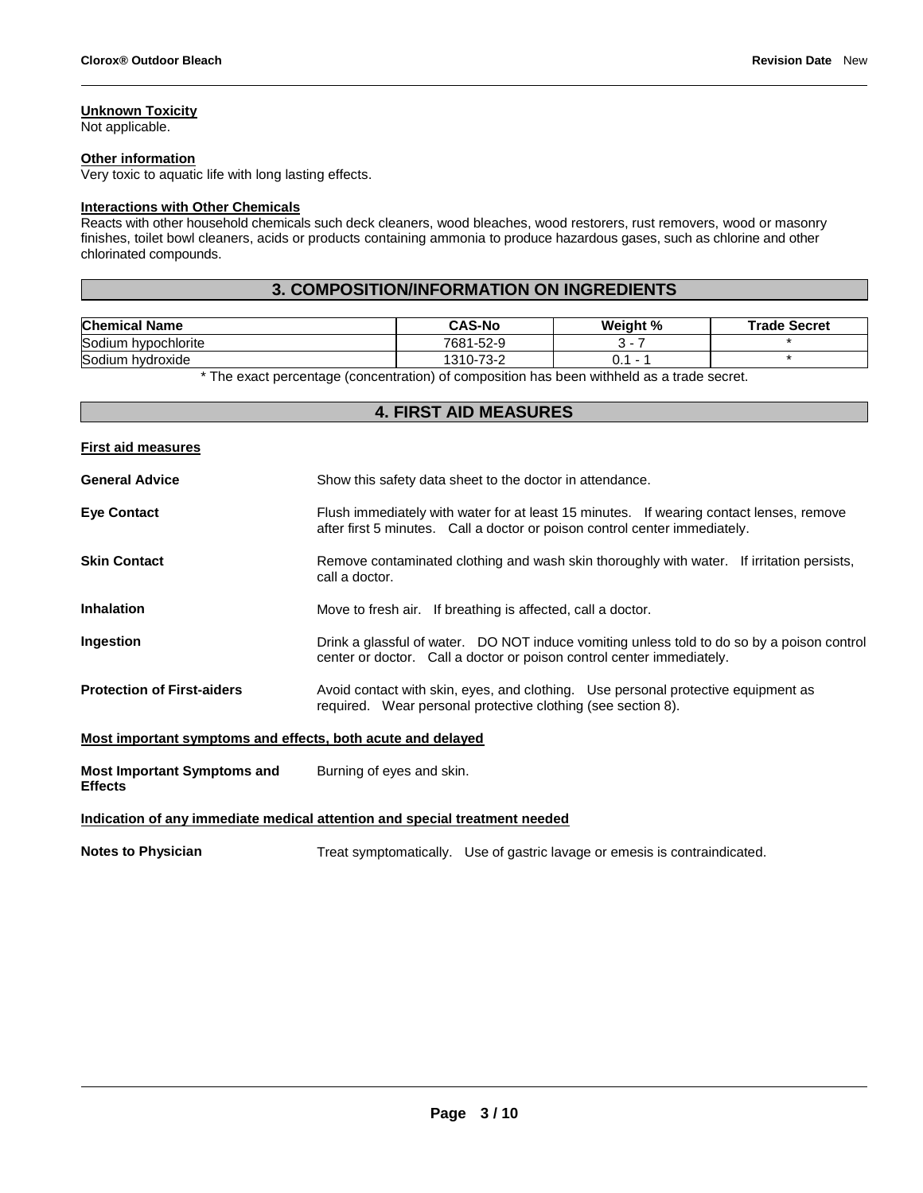**Unknown Toxicity**
Not applicable.

**Other information**
Very toxic to aquatic life with long lasting effects.

**Interactions with Other Chemicals**
Reacts with other household chemicals such deck cleaners, wood bleaches, wood restorers, rust removers, wood or masonry finishes, toilet bowl cleaners, acids or products containing ammonia to produce hazardous gases, such as chlorine and other chlorinated compounds.

## 3. COMPOSITION/INFORMATION ON INGREDIENTS

| Chemical Name | CAS-No | Weight % | Trade Secret |
|---|---|---|---|
| Sodium hypochlorite | 7681-52-9 | 3 - 7 | * |
| Sodium hydroxide | 1310-73-2 | 0.1 - 1 | * |

* The exact percentage (concentration) of composition has been withheld as a trade secret.

## 4. FIRST AID MEASURES

**First aid measures**

**General Advice** Show this safety data sheet to the doctor in attendance.

**Eye Contact** Flush immediately with water for at least 15 minutes. If wearing contact lenses, remove after first 5 minutes. Call a doctor or poison control center immediately.

**Skin Contact** Remove contaminated clothing and wash skin thoroughly with water. If irritation persists, call a doctor.

**Inhalation** Move to fresh air. If breathing is affected, call a doctor.

**Ingestion** Drink a glassful of water. DO NOT induce vomiting unless told to do so by a poison control center or doctor. Call a doctor or poison control center immediately.

**Protection of First-aiders** Avoid contact with skin, eyes, and clothing. Use personal protective equipment as required. Wear personal protective clothing (see section 8).

**Most important symptoms and effects, both acute and delayed**

**Most Important Symptoms and Effects** Burning of eyes and skin.

**Indication of any immediate medical attention and special treatment needed**

**Notes to Physician** Treat symptomatically. Use of gastric lavage or emesis is contraindicated.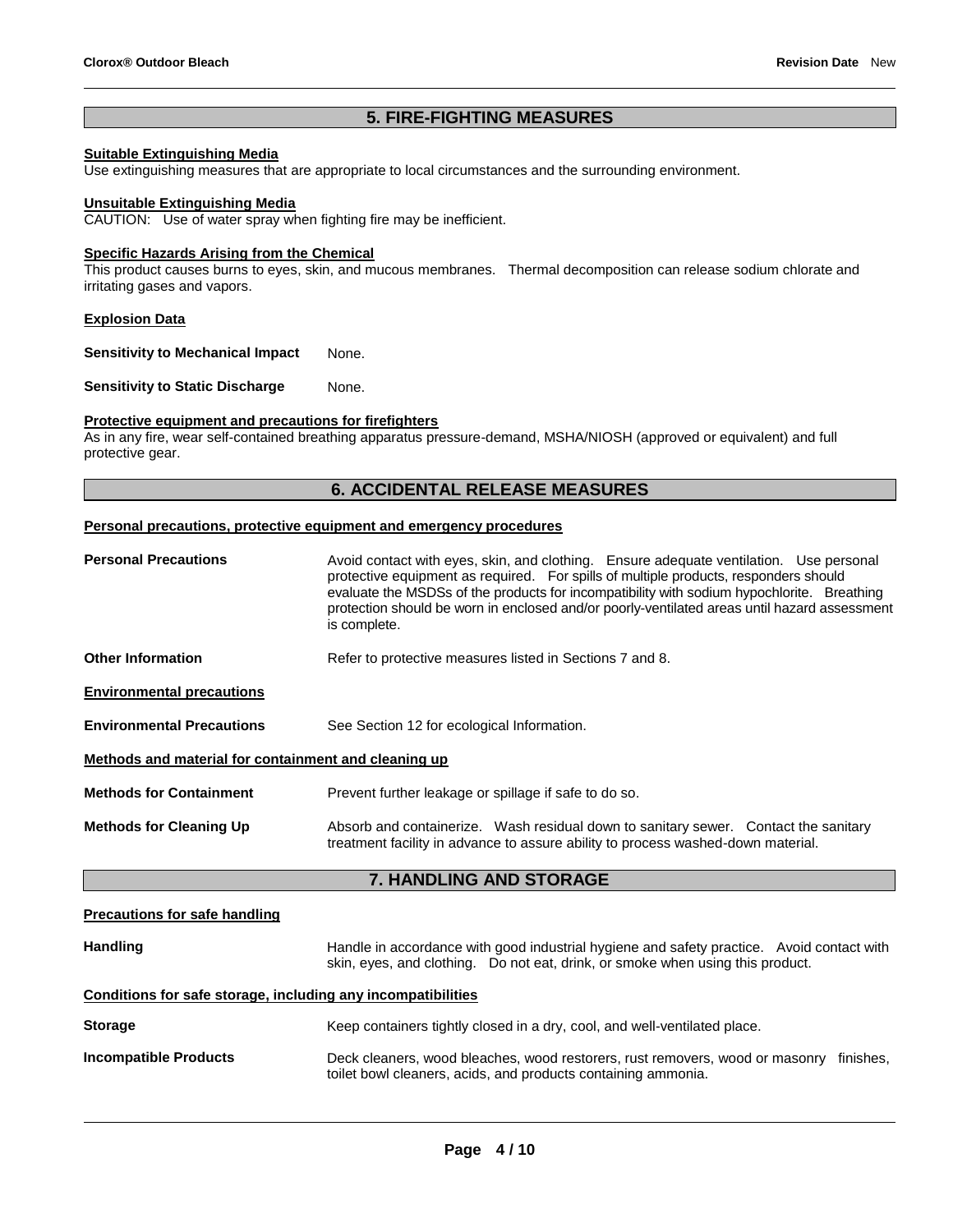## 5. FIRE-FIGHTING MEASURES

**Suitable Extinguishing Media**

Use extinguishing measures that are appropriate to local circumstances and the surrounding environment.

**Unsuitable Extinguishing Media**

CAUTION: Use of water spray when fighting fire may be inefficient.

**Specific Hazards Arising from the Chemical**

This product causes burns to eyes, skin, and mucous membranes. Thermal decomposition can release sodium chlorate and irritating gases and vapors.

**Explosion Data**

**Sensitivity to Mechanical Impact** None.

**Sensitivity to Static Discharge** None.

**Protective equipment and precautions for firefighters**

As in any fire, wear self-contained breathing apparatus pressure-demand, MSHA/NIOSH (approved or equivalent) and full protective gear.

## 6. ACCIDENTAL RELEASE MEASURES

**Personal precautions, protective equipment and emergency procedures**

**Personal Precautions** Avoid contact with eyes, skin, and clothing. Ensure adequate ventilation. Use personal protective equipment as required. For spills of multiple products, responders should evaluate the MSDSs of the products for incompatibility with sodium hypochlorite. Breathing protection should be worn in enclosed and/or poorly-ventilated areas until hazard assessment is complete.

**Other Information** Refer to protective measures listed in Sections 7 and 8.

**Environmental precautions**

**Environmental Precautions** See Section 12 for ecological Information.

**Methods and material for containment and cleaning up**

**Methods for Containment** Prevent further leakage or spillage if safe to do so.

**Methods for Cleaning Up** Absorb and containerize. Wash residual down to sanitary sewer. Contact the sanitary treatment facility in advance to assure ability to process washed-down material.

## 7. HANDLING AND STORAGE

**Precautions for safe handling**

**Handling** Handle in accordance with good industrial hygiene and safety practice. Avoid contact with skin, eyes, and clothing. Do not eat, drink, or smoke when using this product.

**Conditions for safe storage, including any incompatibilities**

**Storage** Keep containers tightly closed in a dry, cool, and well-ventilated place.

**Incompatible Products** Deck cleaners, wood bleaches, wood restorers, rust removers, wood or masonry finishes, toilet bowl cleaners, acids, and products containing ammonia.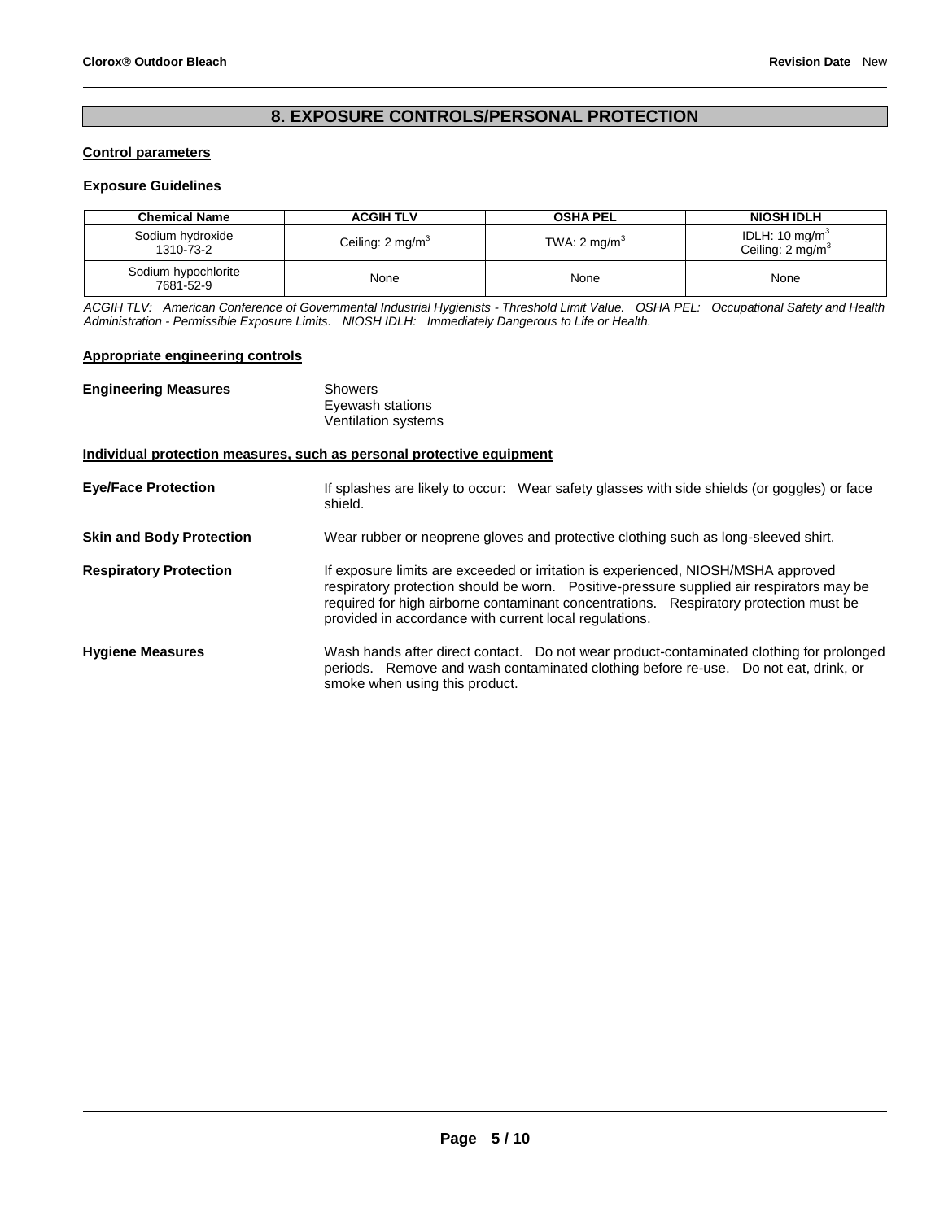## 8. EXPOSURE CONTROLS/PERSONAL PROTECTION

**Control parameters**

**Exposure Guidelines**

| Chemical Name | ACGIH TLV | OSHA PEL | NIOSH IDLH |
| --- | --- | --- | --- |
| Sodium hydroxide 1310-73-2 | Ceiling: 2 mg/m$^3$ | TWA: 2 mg/m$^3$ | IDLH: 10 mg/m$^3$ Ceiling: 2 mg/m$^3$ |
| Sodium hypochlorite 7681-52-9 | None | None | None |

*ACGIH TLV: American Conference of Governmental Industrial Hygienists - Threshold Limit Value. OSHA PEL: Occupational Safety and Health Administration - Permissible Exposure Limits. NIOSH IDLH: Immediately Dangerous to Life or Health.*

**Appropriate engineering controls**

**Engineering Measures** Showers
Eyewash stations
Ventilation systems

**Individual protection measures, such as personal protective equipment**

**Eye/Face Protection** If splashes are likely to occur: Wear safety glasses with side shields (or goggles) or face shield.

**Skin and Body Protection** Wear rubber or neoprene gloves and protective clothing such as long-sleeved shirt.

**Respiratory Protection** If exposure limits are exceeded or irritation is experienced, NIOSH/MSHA approved respiratory protection should be worn. Positive-pressure supplied air respirators may be required for high airborne contaminant concentrations. Respiratory protection must be provided in accordance with current local regulations.

**Hygiene Measures** Wash hands after direct contact. Do not wear product-contaminated clothing for prolonged periods. Remove and wash contaminated clothing before re-use. Do not eat, drink, or smoke when using this product.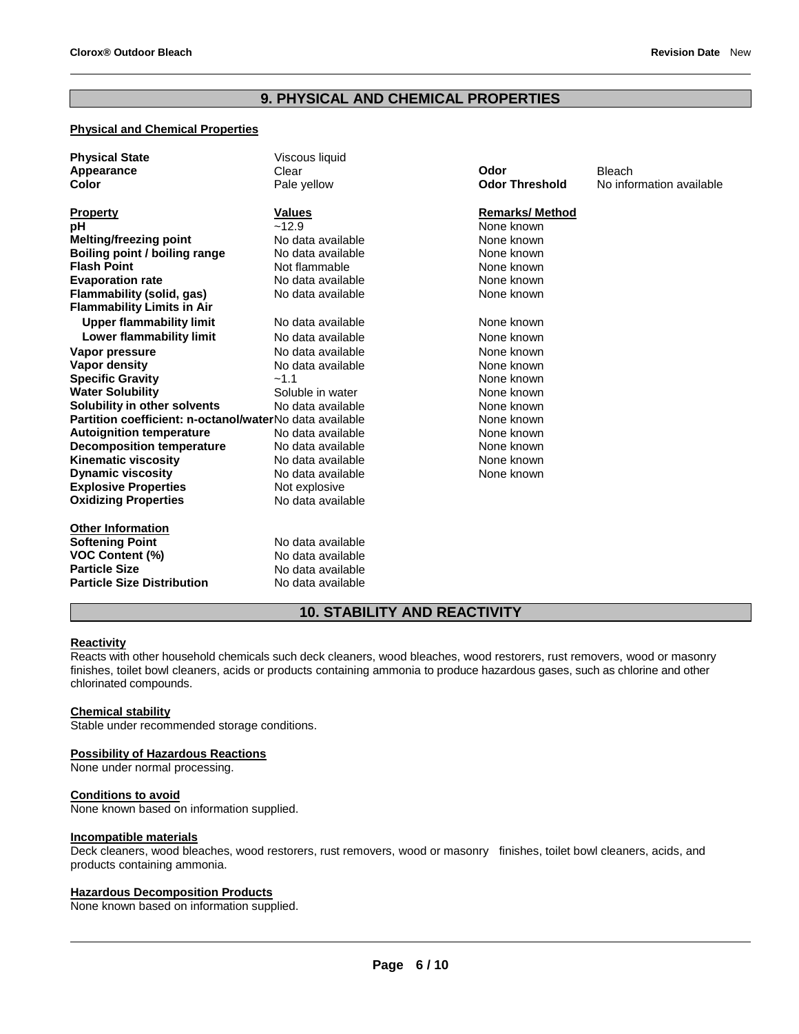## 9. PHYSICAL AND CHEMICAL PROPERTIES

### Physical and Chemical Properties

| | | | |
|---|---|---|---|
| **Physical State** | Viscous liquid | | |
| **Appearance** | Clear | **Odor** | Bleach |
| **Color** | Pale yellow | **Odor Threshold** | No information available |

| **Property** | **Values** | **Remarks/ Method** |
|---|---|---|
| **pH** | ~12.9 | None known |
| **Melting/freezing point** | No data available | None known |
| **Boiling point / boiling range** | No data available | None known |
| **Flash Point** | Not flammable | None known |
| **Evaporation rate** | No data available | None known |
| **Flammability (solid, gas)** | No data available | None known |
| **Flammability Limits in Air** | | |
| **Upper flammability limit** | No data available | None known |
| **Lower flammability limit** | No data available | None known |
| **Vapor pressure** | No data available | None known |
| **Vapor density** | No data available | None known |
| **Specific Gravity** | ~1.1 | None known |
| **Water Solubility** | Soluble in water | None known |
| **Solubility in other solvents** | No data available | None known |
| **Partition coefficient: n-octanol/water** | No data available | None known |
| **Autoignition temperature** | No data available | None known |
| **Decomposition temperature** | No data available | None known |
| **Kinematic viscosity** | No data available | None known |
| **Dynamic viscosity** | No data available | None known |
| **Explosive Properties** | Not explosive | |
| **Oxidizing Properties** | No data available | |

### Other Information

| | |
|---|---|
| **Softening Point** | No data available |
| **VOC Content (%)** | No data available |
| **Particle Size** | No data available |
| **Particle Size Distribution** | No data available |

## 10. STABILITY AND REACTIVITY

### Reactivity

Reacts with other household chemicals such deck cleaners, wood bleaches, wood restorers, rust removers, wood or masonry finishes, toilet bowl cleaners, acids or products containing ammonia to produce hazardous gases, such as chlorine and other chlorinated compounds.

### Chemical stability

Stable under recommended storage conditions.

### Possibility of Hazardous Reactions

None under normal processing.

### Conditions to avoid

None known based on information supplied.

### Incompatible materials

Deck cleaners, wood bleaches, wood restorers, rust removers, wood or masonry finishes, toilet bowl cleaners, acids, and products containing ammonia.

### Hazardous Decomposition Products

None known based on information supplied.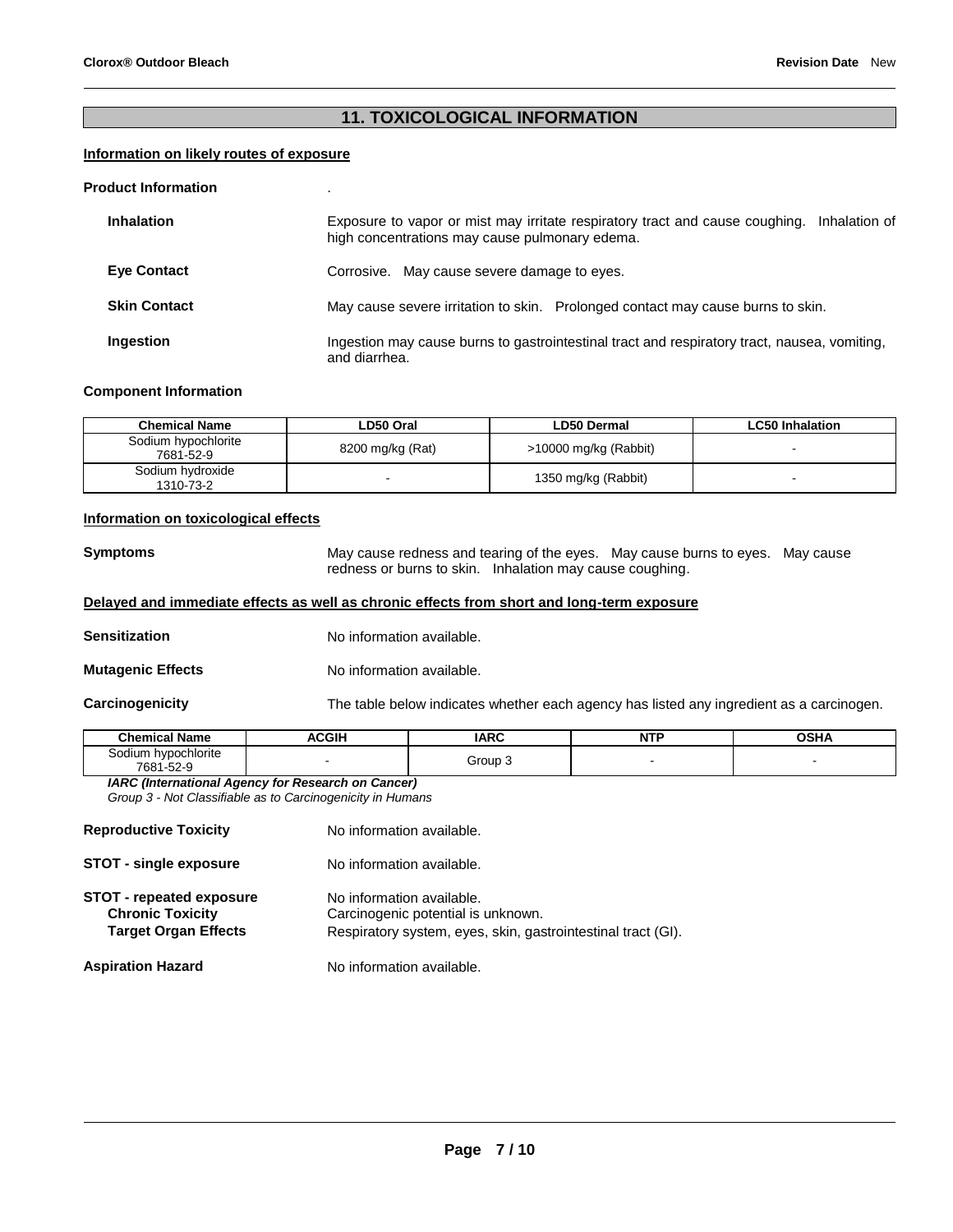## 11. TOXICOLOGICAL INFORMATION

**Information on likely routes of exposure**

**Product Information** .

**Inhalation** Exposure to vapor or mist may irritate respiratory tract and cause coughing. Inhalation of high concentrations may cause pulmonary edema.

**Eye Contact** Corrosive. May cause severe damage to eyes.

**Skin Contact** May cause severe irritation to skin. Prolonged contact may cause burns to skin.

**Ingestion** Ingestion may cause burns to gastrointestinal tract and respiratory tract, nausea, vomiting, and diarrhea.

**Component Information**

| Chemical Name | LD50 Oral | LD50 Dermal | LC50 Inhalation |
|---|---|---|---|
| Sodium hypochlorite 7681-52-9 | 8200 mg/kg (Rat) | >10000 mg/kg (Rabbit) | - |
| Sodium hydroxide 1310-73-2 | - | 1350 mg/kg (Rabbit) | - |

**Information on toxicological effects**

**Symptoms** May cause redness and tearing of the eyes. May cause burns to eyes. May cause redness or burns to skin. Inhalation may cause coughing.

**Delayed and immediate effects as well as chronic effects from short and long-term exposure**

**Sensitization** No information available.

**Mutagenic Effects** No information available.

**Carcinogenicity** The table below indicates whether each agency has listed any ingredient as a carcinogen.

| Chemical Name | ACGIH | IARC | NTP | OSHA |
|---|---|---|---|---|
| Sodium hypochlorite 7681-52-9 | - | Group 3 | - | - |

***IARC (International Agency for Research on Cancer)***
*Group 3 - Not Classifiable as to Carcinogenicity in Humans*

**Reproductive Toxicity** No information available.

**STOT - single exposure** No information available.

**STOT - repeated exposure** No information available.
**Chronic Toxicity** Carcinogenic potential is unknown.
**Target Organ Effects** Respiratory system, eyes, skin, gastrointestinal tract (GI).

**Aspiration Hazard** No information available.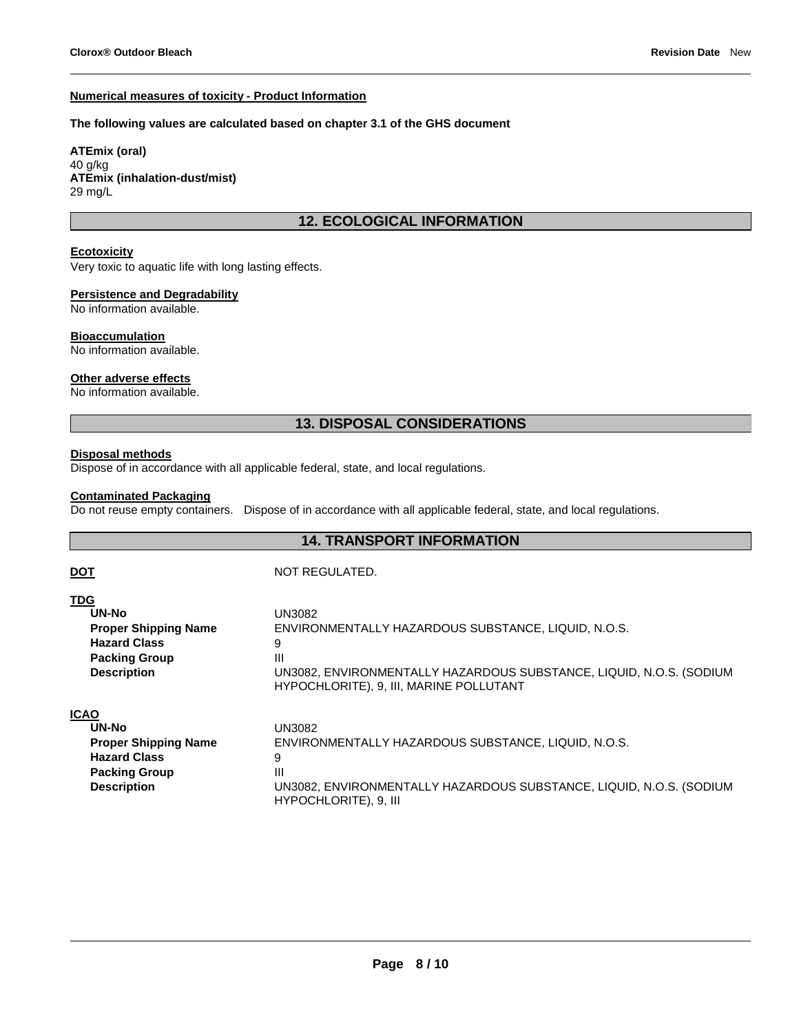**Numerical measures of toxicity - Product Information**

**The following values are calculated based on chapter 3.1 of the GHS document**

**ATEmix (oral)**
40 g/kg
**ATEmix (inhalation-dust/mist)**
29 mg/L

## 12. ECOLOGICAL INFORMATION

**Ecotoxicity**
Very toxic to aquatic life with long lasting effects.

**Persistence and Degradability**
No information available.

**Bioaccumulation**
No information available.

**Other adverse effects**
No information available.

## 13. DISPOSAL CONSIDERATIONS

**Disposal methods**
Dispose of in accordance with all applicable federal, state, and local regulations.

**Contaminated Packaging**
Do not reuse empty containers. Dispose of in accordance with all applicable federal, state, and local regulations.

## 14. TRANSPORT INFORMATION

**DOT** NOT REGULATED.

**TDG**

| | |
|---|---|
| **UN-No** | UN3082 |
| **Proper Shipping Name** | ENVIRONMENTALLY HAZARDOUS SUBSTANCE, LIQUID, N.O.S. |
| **Hazard Class** | 9 |
| **Packing Group** | III |
| **Description** | UN3082, ENVIRONMENTALLY HAZARDOUS SUBSTANCE, LIQUID, N.O.S. (SODIUM HYPOCHLORITE), 9, III, MARINE POLLUTANT |

**ICAO**

| | |
|---|---|
| **UN-No** | UN3082 |
| **Proper Shipping Name** | ENVIRONMENTALLY HAZARDOUS SUBSTANCE, LIQUID, N.O.S. |
| **Hazard Class** | 9 |
| **Packing Group** | III |
| **Description** | UN3082, ENVIRONMENTALLY HAZARDOUS SUBSTANCE, LIQUID, N.O.S. (SODIUM HYPOCHLORITE), 9, III |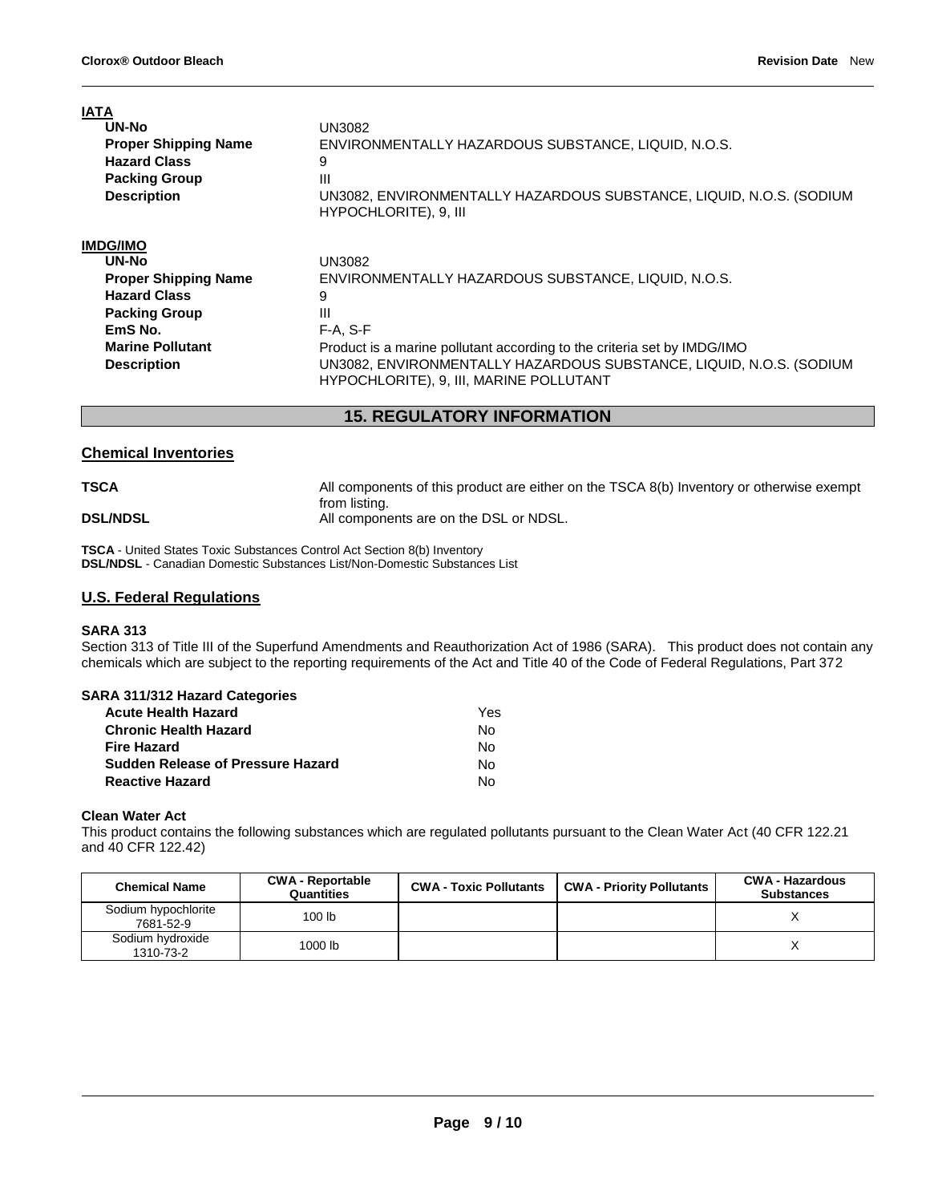**IATA**

| | |
|---|---|
| **UN-No** | UN3082 |
| **Proper Shipping Name** | ENVIRONMENTALLY HAZARDOUS SUBSTANCE, LIQUID, N.O.S. |
| **Hazard Class** | 9 |
| **Packing Group** | III |
| **Description** | UN3082, ENVIRONMENTALLY HAZARDOUS SUBSTANCE, LIQUID, N.O.S. (SODIUM HYPOCHLORITE), 9, III |

**IMDG/IMO**

| | |
|---|---|
| **UN-No** | UN3082 |
| **Proper Shipping Name** | ENVIRONMENTALLY HAZARDOUS SUBSTANCE, LIQUID, N.O.S. |
| **Hazard Class** | 9 |
| **Packing Group** | III |
| **EmS No.** | F-A, S-F |
| **Marine Pollutant** | Product is a marine pollutant according to the criteria set by IMDG/IMO |
| **Description** | UN3082, ENVIRONMENTALLY HAZARDOUS SUBSTANCE, LIQUID, N.O.S. (SODIUM HYPOCHLORITE), 9, III, MARINE POLLUTANT |

## 15. REGULATORY INFORMATION

### Chemical Inventories

| | |
|---|---|
| **TSCA** | All components of this product are either on the TSCA 8(b) Inventory or otherwise exempt from listing. |
| **DSL/NDSL** | All components are on the DSL or NDSL. |

**TSCA** - United States Toxic Substances Control Act Section 8(b) Inventory
**DSL/NDSL** - Canadian Domestic Substances List/Non-Domestic Substances List

### U.S. Federal Regulations

**SARA 313**

Section 313 of Title III of the Superfund Amendments and Reauthorization Act of 1986 (SARA). This product does not contain any chemicals which are subject to the reporting requirements of the Act and Title 40 of the Code of Federal Regulations, Part 372

**SARA 311/312 Hazard Categories**

| | |
|---|---|
| **Acute Health Hazard** | Yes |
| **Chronic Health Hazard** | No |
| **Fire Hazard** | No |
| **Sudden Release of Pressure Hazard** | No |
| **Reactive Hazard** | No |

**Clean Water Act**

This product contains the following substances which are regulated pollutants pursuant to the Clean Water Act (40 CFR 122.21 and 40 CFR 122.42)

| Chemical Name | CWA - Reportable Quantities | CWA - Toxic Pollutants | CWA - Priority Pollutants | CWA - Hazardous Substances |
|---|---|---|---|---|
| Sodium hypochlorite 7681-52-9 | 100 lb | | | X |
| Sodium hydroxide 1310-73-2 | 1000 lb | | | X |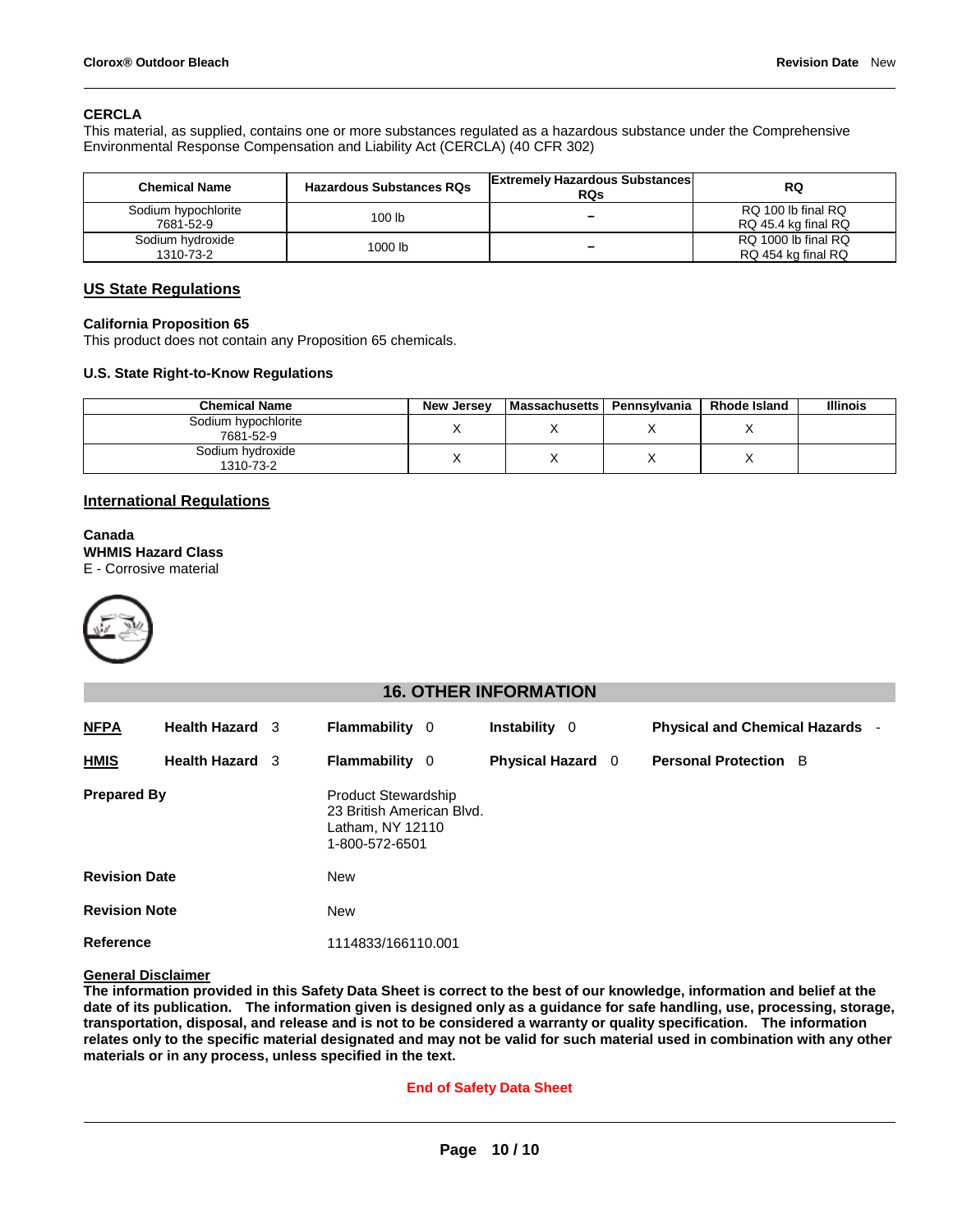### CERCLA

This material, as supplied, contains one or more substances regulated as a hazardous substance under the Comprehensive Environmental Response Compensation and Liability Act (CERCLA) (40 CFR 302)

| Chemical Name | Hazardous Substances RQs | Extremely Hazardous Substances RQs | RQ |
|---|---|---|---|
| Sodium hypochlorite 7681-52-9 | 100 lb | - | RQ 100 lb final RQ RQ 45.4 kg final RQ |
| Sodium hydroxide 1310-73-2 | 1000 lb | - | RQ 1000 lb final RQ RQ 454 kg final RQ |

## US State Regulations

### California Proposition 65

This product does not contain any Proposition 65 chemicals.

### U.S. State Right-to-Know Regulations

| Chemical Name | New Jersey | Massachusetts | Pennsylvania | Rhode Island | Illinois |
|---|---|---|---|---|---|
| Sodium hypochlorite 7681-52-9 | X | X | X | X | |
| Sodium hydroxide 1310-73-2 | X | X | X | X | |

## International Regulations

**Canada**
**WHMIS Hazard Class**
E - Corrosive material

## 16. OTHER INFORMATION

| | | | | |
|---|---|---|---|---|
| **NFPA** | **Health Hazard** 3 | **Flammability** 0 | **Instability** 0 | **Physical and Chemical Hazards** - |
| **HMIS** | **Health Hazard** 3 | **Flammability** 0 | **Physical Hazard** 0 | **Personal Protection** B |

**Prepared By**
Product Stewardship
23 British American Blvd.
Latham, NY 12110
1-800-572-6501

**Revision Date** New

**Revision Note** New

**Reference** 1114833/166110.001

**General Disclaimer**

**The information provided in this Safety Data Sheet is correct to the best of our knowledge, information and belief at the date of its publication. The information given is designed only as a guidance for safe handling, use, processing, storage, transportation, disposal, and release and is not to be considered a warranty or quality specification. The information relates only to the specific material designated and may not be valid for such material used in combination with any other materials or in any process, unless specified in the text.**

**End of Safety Data Sheet**